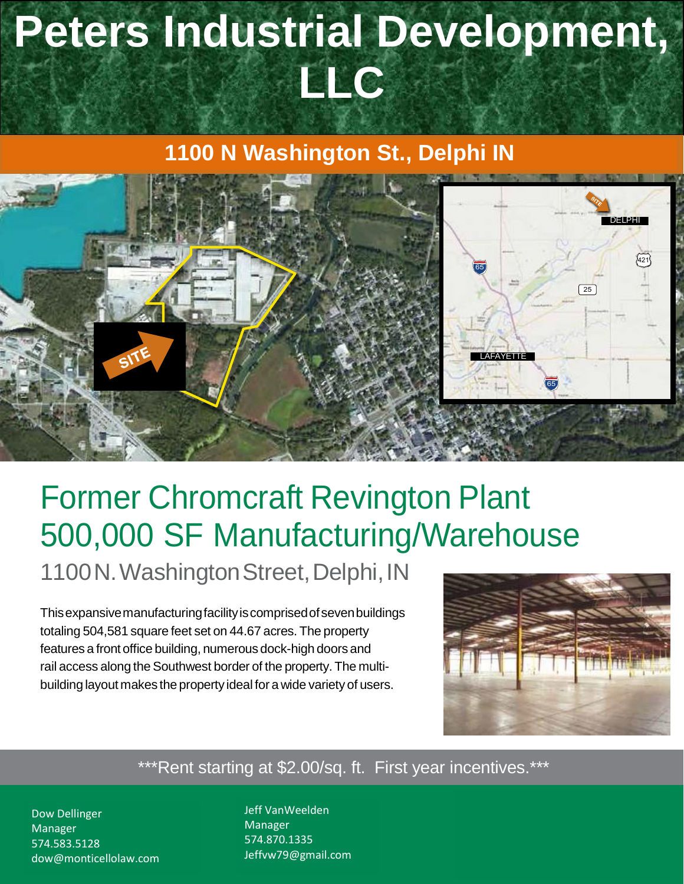# Peters Industrial Development, LLC

## 1100 N Washington St., Delphi IN

## Former Chromcraft Revington Plant 500,000 SF Manufacturing/Warehouse

1100 N. Washington Street, Delphi, IN

This expansive manufacturing facility is comprised of seven buildings totaling 504,581 square feet set on 44.67 acres. The property features a front office building, numerous dock-high doors and rail access along the Southwest border of the property. The multi-building layout makes the property ideal for a wide variety of users.

***Rent starting at $2.00/sq. ft. First year incentives.***

Dow Dellinger
Manager
574.583.5128
dow@monticellolaw.com

Jeff VanWeelden
Manager
574.870.1335
Jeffvw79@gmail.com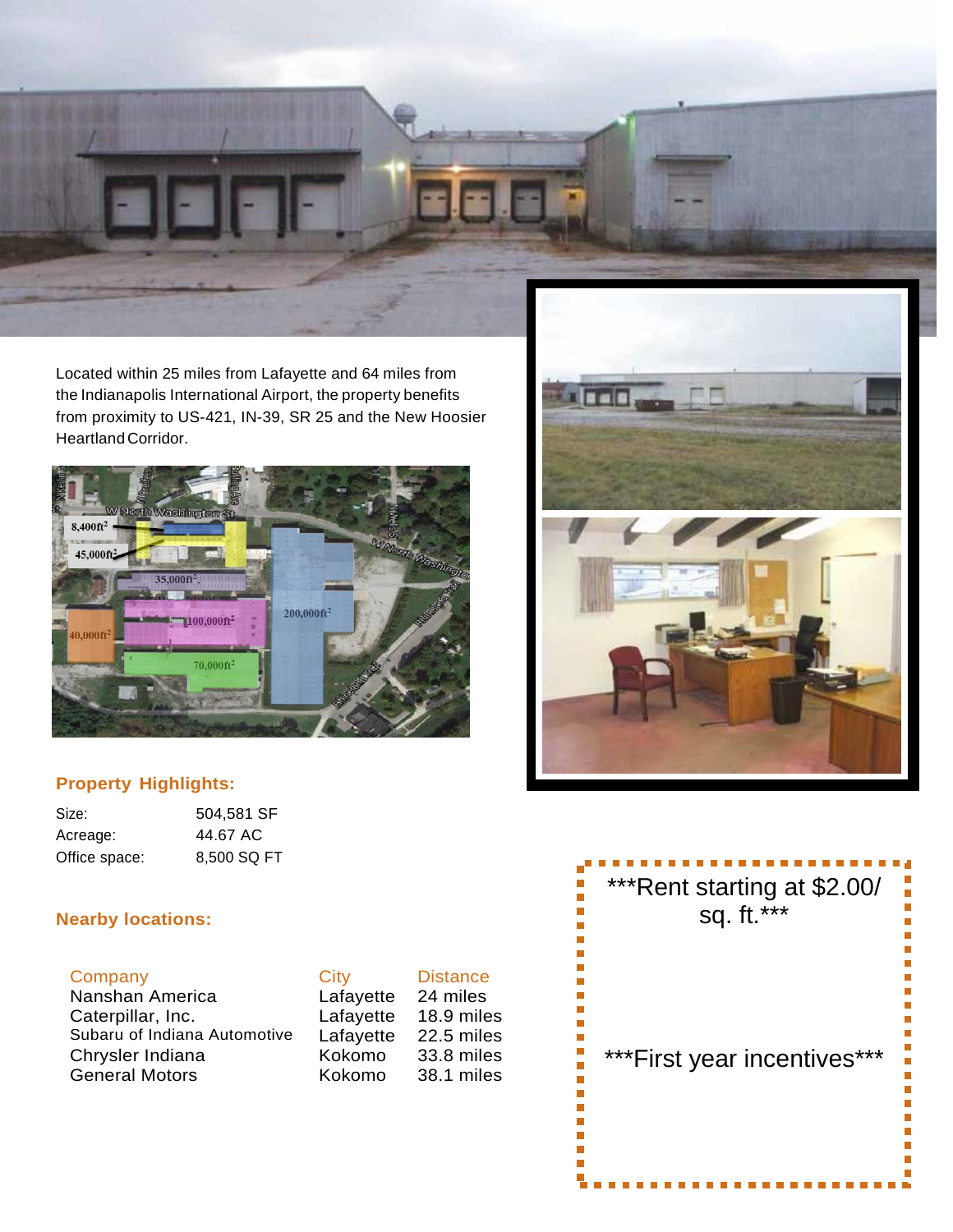Located within 25 miles from Lafayette and 64 miles from the Indianapolis International Airport, the property benefits from proximity to US-421, IN-39, SR 25 and the New Hoosier Heartland Corridor.

## Property Highlights:

| | |
|---|---|
| Size: | 504,581 SF |
| Acreage: | 44.67 AC |
| Office space: | 8,500 SQ FT |

## Nearby locations:

| Company | City | Distance |
|---|---|---|
| Nanshan America | Lafayette | 24 miles |
| Caterpillar, Inc. | Lafayette | 18.9 miles |
| Subaru of Indiana Automotive | Lafayette | 22.5 miles |
| Chrysler Indiana | Kokomo | 33.8 miles |
| General Motors | Kokomo | 38.1 miles |

***Rent starting at $2.00/ sq. ft.***

***First year incentives***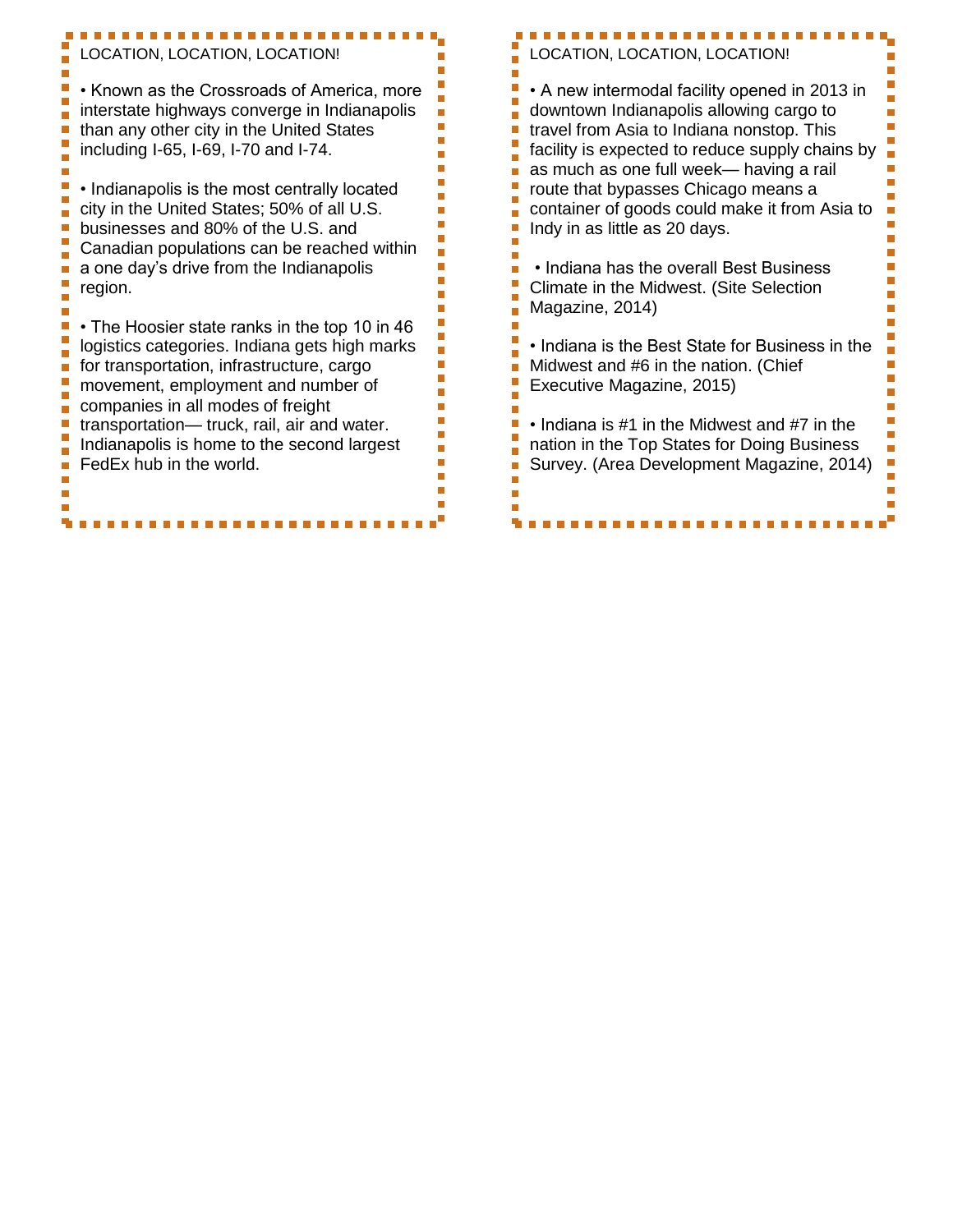LOCATION, LOCATION, LOCATION!

• Known as the Crossroads of America, more interstate highways converge in Indianapolis than any other city in the United States including I-65, I-69, I-70 and I-74.

• Indianapolis is the most centrally located city in the United States; 50% of all U.S. businesses and 80% of the U.S. and Canadian populations can be reached within a one day's drive from the Indianapolis region.

• The Hoosier state ranks in the top 10 in 46 logistics categories. Indiana gets high marks for transportation, infrastructure, cargo movement, employment and number of companies in all modes of freight transportation— truck, rail, air and water. Indianapolis is home to the second largest FedEx hub in the world.

LOCATION, LOCATION, LOCATION!

• A new intermodal facility opened in 2013 in downtown Indianapolis allowing cargo to travel from Asia to Indiana nonstop. This facility is expected to reduce supply chains by as much as one full week— having a rail route that bypasses Chicago means a container of goods could make it from Asia to Indy in as little as 20 days.

• Indiana has the overall Best Business Climate in the Midwest. (Site Selection Magazine, 2014)

• Indiana is the Best State for Business in the Midwest and #6 in the nation. (Chief Executive Magazine, 2015)

• Indiana is #1 in the Midwest and #7 in the nation in the Top States for Doing Business Survey. (Area Development Magazine, 2014)